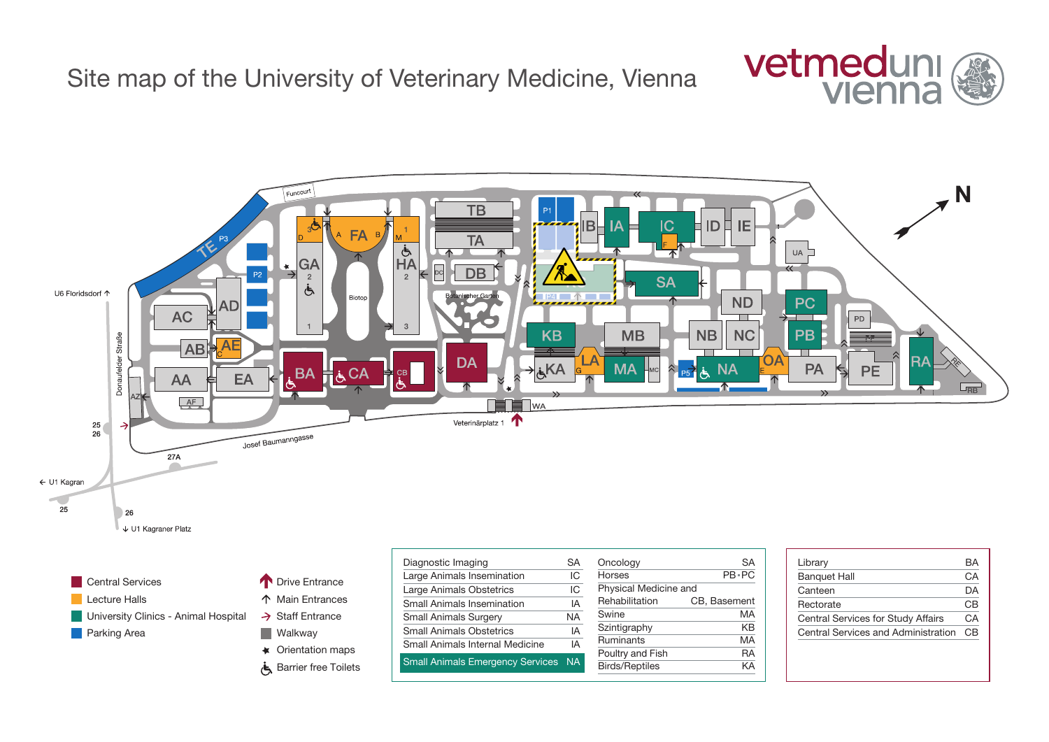# Site map of the University of Veterinary Medicine, Vienna

vetmeduni vienna

**Legend**

- Central Services
- Lecture Halls
- University Clinics - Animal Hospital
- Parking Area

- Drive Entrance
- Main Entrances
- Staff Entrance
- Walkway
- Orientation maps
- Barrier free Toilets

| | |
|---|---|
| Diagnostic Imaging | SA |
| Large Animals Insemination | IC |
| Large Animals Obstetrics | IC |
| Small Animals Insemination | IA |
| Small Animals Surgery | NA |
| Small Animals Obstetrics | IA |
| Small Animals Internal Medicine | IA |
| Small Animals Emergency Services | NA |

| | |
|---|---|
| Oncology | SA |
| Horses | PB+PC |
| Physical Medicine and Rehabilitation | CB, Basement |
| Swine | MA |
| Szintigraphy | KB |
| Ruminants | MA |
| Poultry and Fish | RA |
| Birds/Reptiles | KA |

| | |
|---|---|
| Library | BA |
| Banquet Hall | CA |
| Canteen | DA |
| Rectorate | CB |
| Central Services for Study Affairs | CA |
| Central Services and Administration | CB |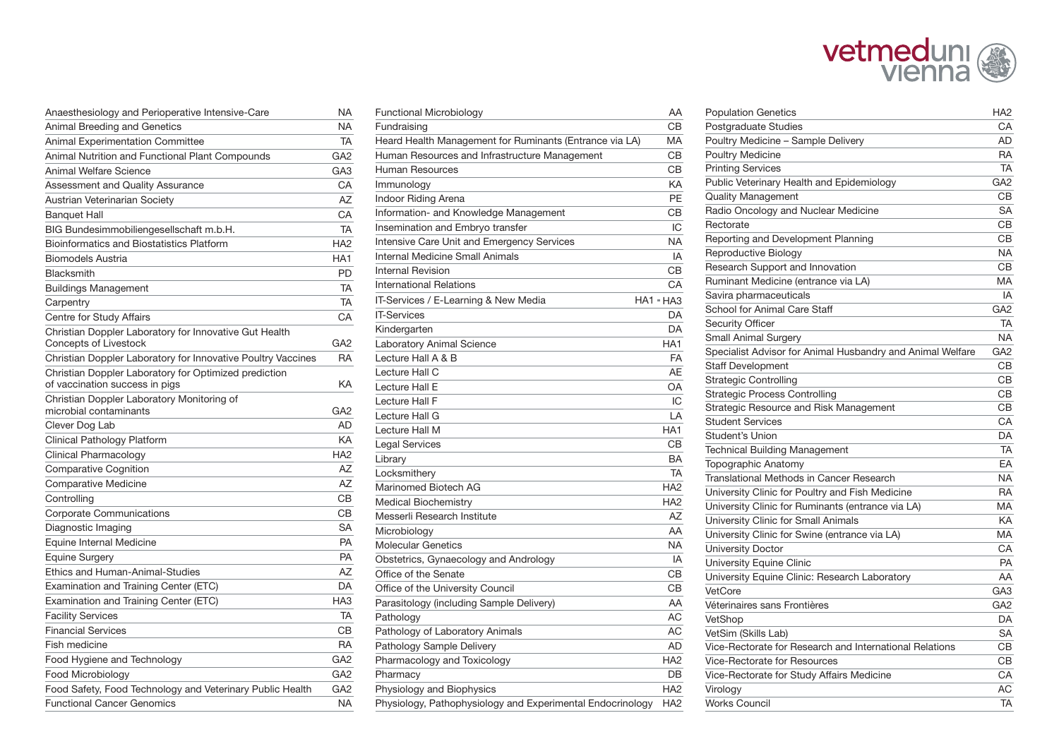| | |
|---|---|
| Anaesthesiology and Perioperative Intensive-Care | NA |
| Animal Breeding and Genetics | NA |
| Animal Experimentation Committee | TA |
| Animal Nutrition and Functional Plant Compounds | GA2 |
| Animal Welfare Science | GA3 |
| Assessment and Quality Assurance | CA |
| Austrian Veterinarian Society | AZ |
| Banquet Hall | CA |
| BIG Bundesimmobiliengesellschaft m.b.H. | TA |
| Bioinformatics and Biostatistics Platform | HA2 |
| Biomodels Austria | HA1 |
| Blacksmith | PD |
| Buildings Management | TA |
| Carpentry | TA |
| Centre for Study Affairs | CA |
| Christian Doppler Laboratory for Innovative Gut Health Concepts of Livestock | GA2 |
| Christian Doppler Laboratory for Innovative Poultry Vaccines | RA |
| Christian Doppler Laboratory for Optimized prediction of vaccination success in pigs | KA |
| Christian Doppler Laboratory Monitoring of microbial contaminants | GA2 |
| Clever Dog Lab | AD |
| Clinical Pathology Platform | KA |
| Clinical Pharmacology | HA2 |
| Comparative Cognition | AZ |
| Comparative Medicine | AZ |
| Controlling | CB |
| Corporate Communications | CB |
| Diagnostic Imaging | SA |
| Equine Internal Medicine | PA |
| Equine Surgery | PA |
| Ethics and Human-Animal-Studies | AZ |
| Examination and Training Center (ETC) | DA |
| Examination and Training Center (ETC) | HA3 |
| Facility Services | TA |
| Financial Services | CB |
| Fish medicine | RA |
| Food Hygiene and Technology | GA2 |
| Food Microbiology | GA2 |
| Food Safety, Food Technology and Veterinary Public Health | GA2 |
| Functional Cancer Genomics | NA |
| Functional Microbiology | AA |
| Fundraising | CB |
| Heard Health Management for Ruminants (Entrance via LA) | MA |
| Human Resources and Infrastructure Management | CB |
| Human Resources | CB |
| Immunology | KA |
| Indoor Riding Arena | PE |
| Information- and Knowledge Management | CB |
| Insemination and Embryo transfer | IC |
| Intensive Care Unit and Emergency Services | NA |
| Internal Medicine Small Animals | IA |
| Internal Revision | CB |
| International Relations | CA |
| IT-Services / E-Learning & New Media | HA1 - HA3 |
| IT-Services | DA |
| Kindergarten | DA |
| Laboratory Animal Science | HA1 |
| Lecture Hall A & B | FA |
| Lecture Hall C | AE |
| Lecture Hall E | OA |
| Lecture Hall F | IC |
| Lecture Hall G | LA |
| Lecture Hall M | HA1 |
| Legal Services | CB |
| Library | BA |
| Locksmithery | TA |
| Marinomed Biotech AG | HA2 |
| Medical Biochemistry | HA2 |
| Messerli Research Institute | AZ |
| Microbiology | AA |
| Molecular Genetics | NA |
| Obstetrics, Gynaecology and Andrology | IA |
| Office of the Senate | CB |
| Office of the University Council | CB |
| Parasitology (including Sample Delivery) | AA |
| Pathology | AC |
| Pathology of Laboratory Animals | AC |
| Pathology Sample Delivery | AD |
| Pharmacology and Toxicology | HA2 |
| Pharmacy | DB |
| Physiology and Biophysics | HA2 |
| Physiology, Pathophysiology and Experimental Endocrinology | HA2 |
| Population Genetics | HA2 |
| Postgraduate Studies | CA |
| Poultry Medicine – Sample Delivery | AD |
| Poultry Medicine | RA |
| Printing Services | TA |
| Public Veterinary Health and Epidemiology | GA2 |
| Quality Management | CB |
| Radio Oncology and Nuclear Medicine | SA |
| Rectorate | CB |
| Reporting and Development Planning | CB |
| Reproductive Biology | NA |
| Research Support and Innovation | CB |
| Ruminant Medicine (entrance via LA) | MA |
| Savira pharmaceuticals | IA |
| School for Animal Care Staff | GA2 |
| Security Officer | TA |
| Small Animal Surgery | NA |
| Specialist Advisor for Animal Husbandry and Animal Welfare | GA2 |
| Staff Development | CB |
| Strategic Controlling | CB |
| Strategic Process Controlling | CB |
| Strategic Resource and Risk Management | CB |
| Student Services | CA |
| Student's Union | DA |
| Technical Building Management | TA |
| Topographic Anatomy | EA |
| Translational Methods in Cancer Research | NA |
| University Clinic for Poultry and Fish Medicine | RA |
| University Clinic for Ruminants (entrance via LA) | MA |
| University Clinic for Small Animals | KA |
| University Clinic for Swine (entrance via LA) | MA |
| University Doctor | CA |
| University Equine Clinic | PA |
| University Equine Clinic: Research Laboratory | AA |
| VetCore | GA3 |
| Véterinaires sans Frontières | GA2 |
| VetShop | DA |
| VetSim (Skills Lab) | SA |
| Vice-Rectorate for Research and International Relations | CB |
| Vice-Rectorate for Resources | CB |
| Vice-Rectorate for Study Affairs Medicine | CA |
| Virology | AC |
| Works Council | TA |